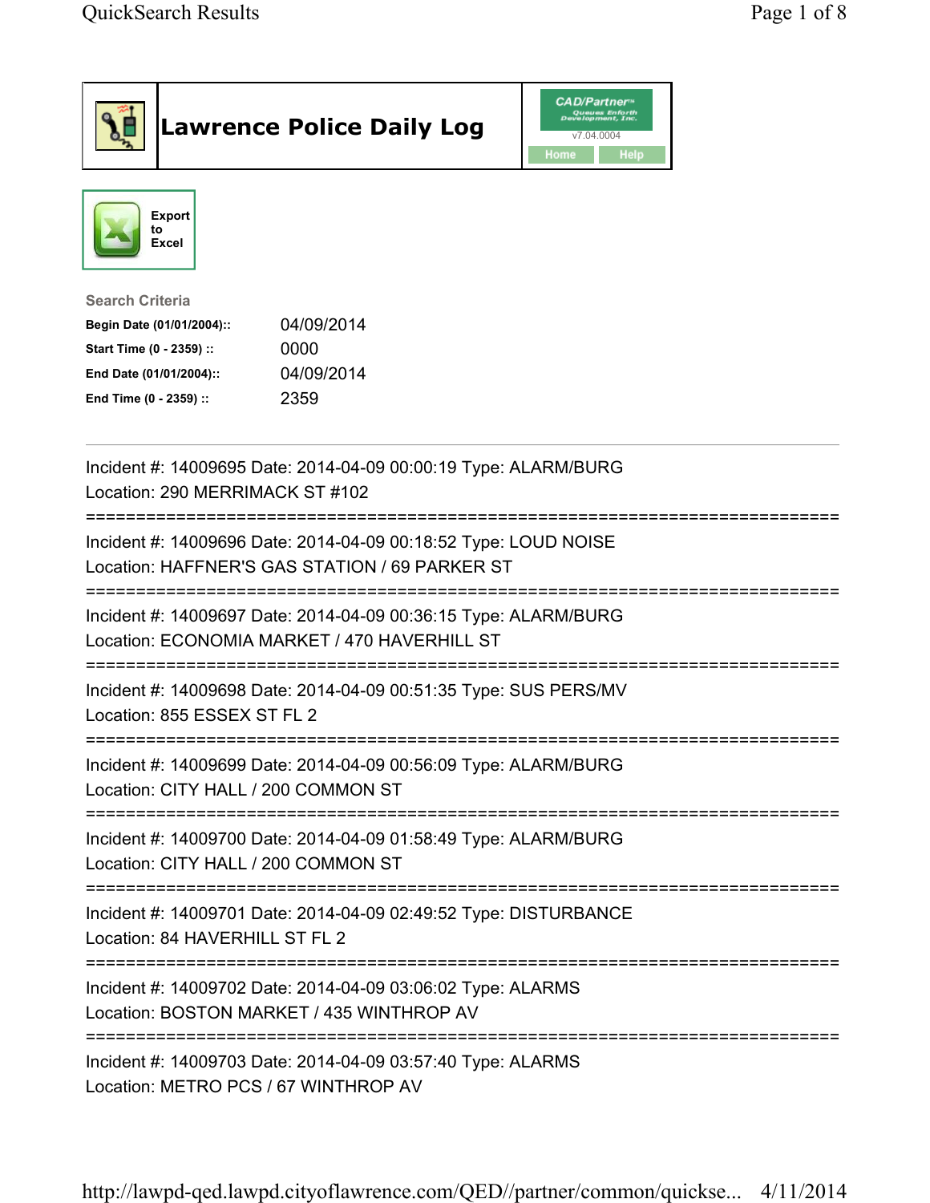# Lawrence Police Daily Log

CAD/Partner
v7.04.0004

Home | Help

Export to Excel

**Search Criteria**

| | |
|---|---|
| **Begin Date (01/01/2004)::** | 04/09/2014 |
| **Start Time (0 - 2359) ::** | 0000 |
| **End Date (01/01/2004)::** | 04/09/2014 |
| **End Time (0 - 2359) ::** | 2359 |

---

Incident #: 14009695 Date: 2014-04-09 00:00:19 Type: ALARM/BURG
Location: 290 MERRIMACK ST #102

===========================================================================

Incident #: 14009696 Date: 2014-04-09 00:18:52 Type: LOUD NOISE
Location: HAFFNER'S GAS STATION / 69 PARKER ST

===========================================================================

Incident #: 14009697 Date: 2014-04-09 00:36:15 Type: ALARM/BURG
Location: ECONOMIA MARKET / 470 HAVERHILL ST

===========================================================================

Incident #: 14009698 Date: 2014-04-09 00:51:35 Type: SUS PERS/MV
Location: 855 ESSEX ST FL 2

===========================================================================

Incident #: 14009699 Date: 2014-04-09 00:56:09 Type: ALARM/BURG
Location: CITY HALL / 200 COMMON ST

===========================================================================

Incident #: 14009700 Date: 2014-04-09 01:58:49 Type: ALARM/BURG
Location: CITY HALL / 200 COMMON ST

===========================================================================

Incident #: 14009701 Date: 2014-04-09 02:49:52 Type: DISTURBANCE
Location: 84 HAVERHILL ST FL 2

===========================================================================

Incident #: 14009702 Date: 2014-04-09 03:06:02 Type: ALARMS
Location: BOSTON MARKET / 435 WINTHROP AV

===========================================================================

Incident #: 14009703 Date: 2014-04-09 03:57:40 Type: ALARMS
Location: METRO PCS / 67 WINTHROP AV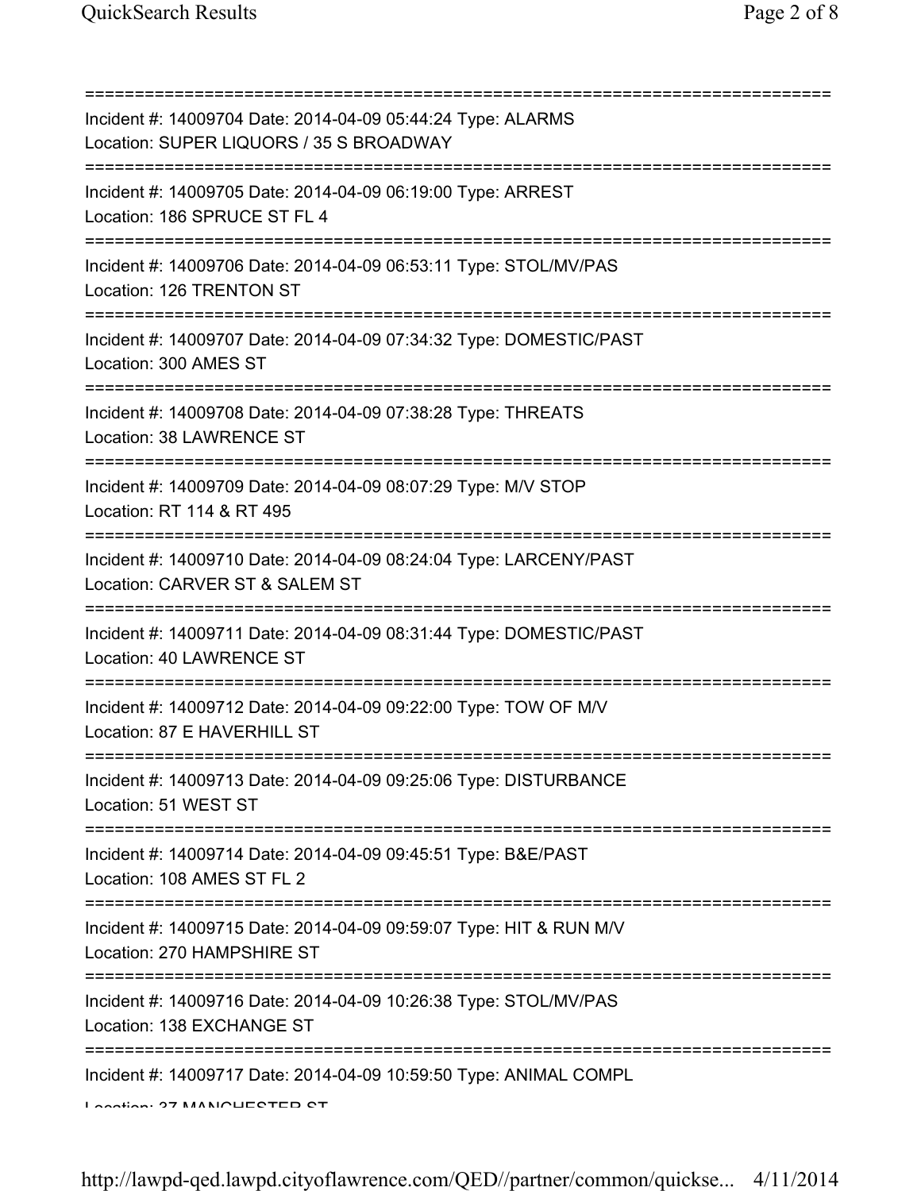==============================================================================
Incident #: 14009704 Date: 2014-04-09 05:44:24 Type: ALARMS
Location: SUPER LIQUORS / 35 S BROADWAY
==============================================================================
Incident #: 14009705 Date: 2014-04-09 06:19:00 Type: ARREST
Location: 186 SPRUCE ST FL 4
==============================================================================
Incident #: 14009706 Date: 2014-04-09 06:53:11 Type: STOL/MV/PAS
Location: 126 TRENTON ST
==============================================================================
Incident #: 14009707 Date: 2014-04-09 07:34:32 Type: DOMESTIC/PAST
Location: 300 AMES ST
==============================================================================
Incident #: 14009708 Date: 2014-04-09 07:38:28 Type: THREATS
Location: 38 LAWRENCE ST
==============================================================================
Incident #: 14009709 Date: 2014-04-09 08:07:29 Type: M/V STOP
Location: RT 114 & RT 495
==============================================================================
Incident #: 14009710 Date: 2014-04-09 08:24:04 Type: LARCENY/PAST
Location: CARVER ST & SALEM ST
==============================================================================
Incident #: 14009711 Date: 2014-04-09 08:31:44 Type: DOMESTIC/PAST
Location: 40 LAWRENCE ST
==============================================================================
Incident #: 14009712 Date: 2014-04-09 09:22:00 Type: TOW OF M/V
Location: 87 E HAVERHILL ST
==============================================================================
Incident #: 14009713 Date: 2014-04-09 09:25:06 Type: DISTURBANCE
Location: 51 WEST ST
==============================================================================
Incident #: 14009714 Date: 2014-04-09 09:45:51 Type: B&E/PAST
Location: 108 AMES ST FL 2
==============================================================================
Incident #: 14009715 Date: 2014-04-09 09:59:07 Type: HIT & RUN M/V
Location: 270 HAMPSHIRE ST
==============================================================================
Incident #: 14009716 Date: 2014-04-09 10:26:38 Type: STOL/MV/PAS
Location: 138 EXCHANGE ST
==============================================================================
Incident #: 14009717 Date: 2014-04-09 10:59:50 Type: ANIMAL COMPL
Location: 37 MANCHESTER ST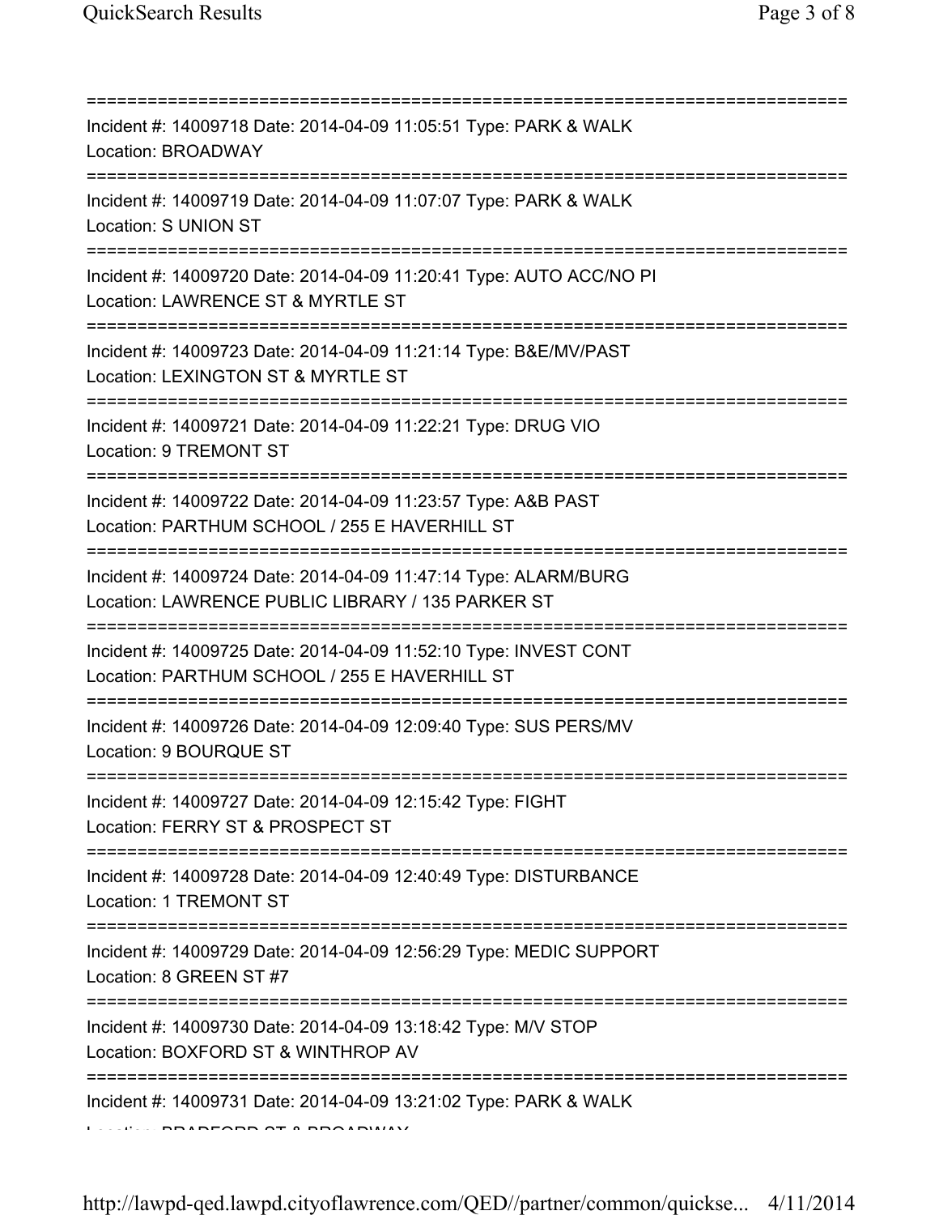===========================================================================

Incident #: 14009718 Date: 2014-04-09 11:05:51 Type: PARK & WALK
Location: BROADWAY

===========================================================================

Incident #: 14009719 Date: 2014-04-09 11:07:07 Type: PARK & WALK
Location: S UNION ST

===========================================================================

Incident #: 14009720 Date: 2014-04-09 11:20:41 Type: AUTO ACC/NO PI
Location: LAWRENCE ST & MYRTLE ST

===========================================================================

Incident #: 14009723 Date: 2014-04-09 11:21:14 Type: B&E/MV/PAST
Location: LEXINGTON ST & MYRTLE ST

===========================================================================

Incident #: 14009721 Date: 2014-04-09 11:22:21 Type: DRUG VIO
Location: 9 TREMONT ST

===========================================================================

Incident #: 14009722 Date: 2014-04-09 11:23:57 Type: A&B PAST
Location: PARTHUM SCHOOL / 255 E HAVERHILL ST

===========================================================================

Incident #: 14009724 Date: 2014-04-09 11:47:14 Type: ALARM/BURG
Location: LAWRENCE PUBLIC LIBRARY / 135 PARKER ST

===========================================================================

Incident #: 14009725 Date: 2014-04-09 11:52:10 Type: INVEST CONT
Location: PARTHUM SCHOOL / 255 E HAVERHILL ST

===========================================================================

Incident #: 14009726 Date: 2014-04-09 12:09:40 Type: SUS PERS/MV
Location: 9 BOURQUE ST

===========================================================================

Incident #: 14009727 Date: 2014-04-09 12:15:42 Type: FIGHT
Location: FERRY ST & PROSPECT ST

===========================================================================

Incident #: 14009728 Date: 2014-04-09 12:40:49 Type: DISTURBANCE
Location: 1 TREMONT ST

===========================================================================

Incident #: 14009729 Date: 2014-04-09 12:56:29 Type: MEDIC SUPPORT
Location: 8 GREEN ST #7

===========================================================================

Incident #: 14009730 Date: 2014-04-09 13:18:42 Type: M/V STOP
Location: BOXFORD ST & WINTHROP AV

===========================================================================

Incident #: 14009731 Date: 2014-04-09 13:21:02 Type: PARK & WALK
Location: BRADFORD ST & BROADWAY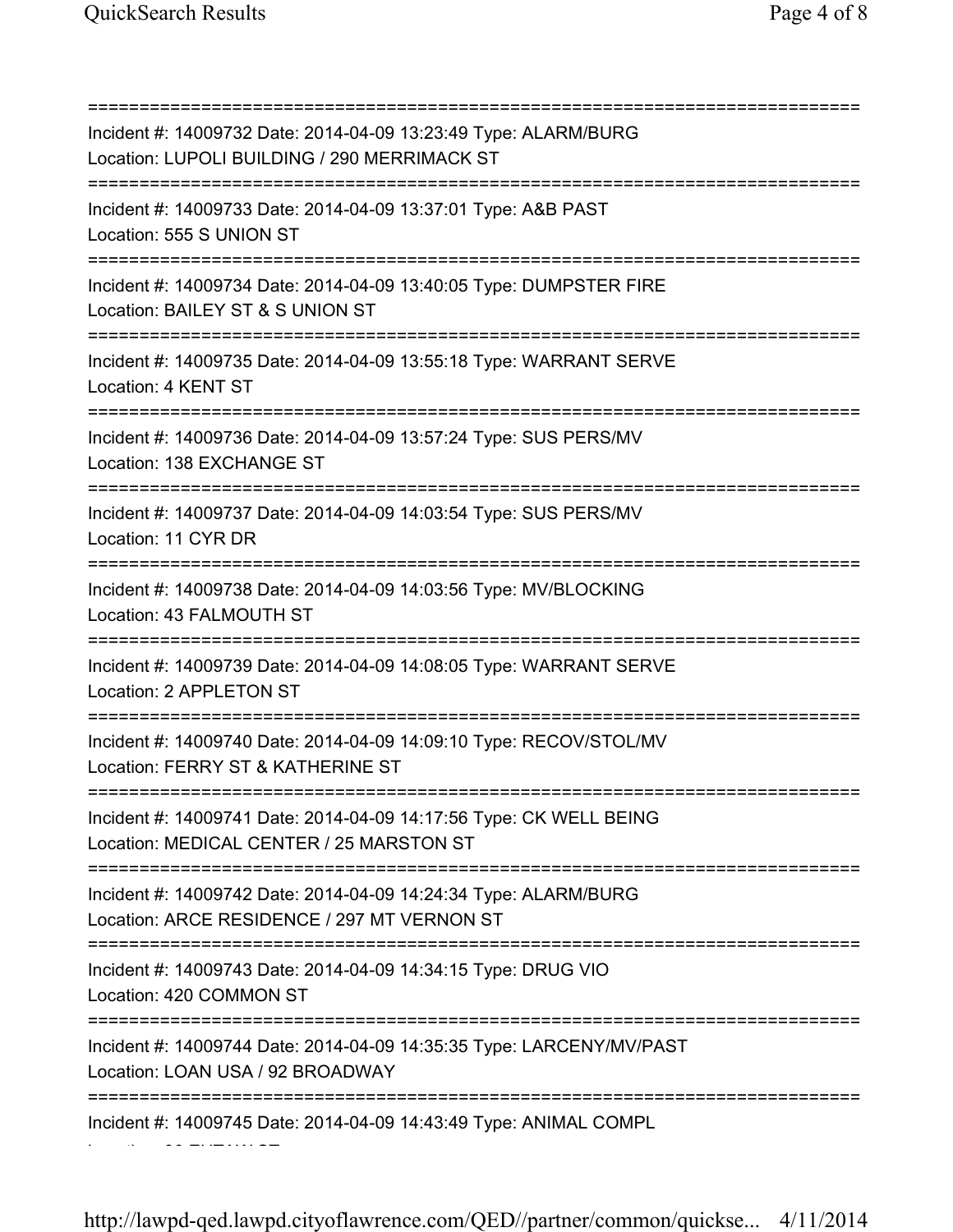===========================================================================
Incident #: 14009732 Date: 2014-04-09 13:23:49 Type: ALARM/BURG
Location: LUPOLI BUILDING / 290 MERRIMACK ST
===========================================================================
Incident #: 14009733 Date: 2014-04-09 13:37:01 Type: A&B PAST
Location: 555 S UNION ST
===========================================================================
Incident #: 14009734 Date: 2014-04-09 13:40:05 Type: DUMPSTER FIRE
Location: BAILEY ST & S UNION ST
===========================================================================
Incident #: 14009735 Date: 2014-04-09 13:55:18 Type: WARRANT SERVE
Location: 4 KENT ST
===========================================================================
Incident #: 14009736 Date: 2014-04-09 13:57:24 Type: SUS PERS/MV
Location: 138 EXCHANGE ST
===========================================================================
Incident #: 14009737 Date: 2014-04-09 14:03:54 Type: SUS PERS/MV
Location: 11 CYR DR
===========================================================================
Incident #: 14009738 Date: 2014-04-09 14:03:56 Type: MV/BLOCKING
Location: 43 FALMOUTH ST
===========================================================================
Incident #: 14009739 Date: 2014-04-09 14:08:05 Type: WARRANT SERVE
Location: 2 APPLETON ST
===========================================================================
Incident #: 14009740 Date: 2014-04-09 14:09:10 Type: RECOV/STOL/MV
Location: FERRY ST & KATHERINE ST
===========================================================================
Incident #: 14009741 Date: 2014-04-09 14:17:56 Type: CK WELL BEING
Location: MEDICAL CENTER / 25 MARSTON ST
===========================================================================
Incident #: 14009742 Date: 2014-04-09 14:24:34 Type: ALARM/BURG
Location: ARCE RESIDENCE / 297 MT VERNON ST
===========================================================================
Incident #: 14009743 Date: 2014-04-09 14:34:15 Type: DRUG VIO
Location: 420 COMMON ST
===========================================================================
Incident #: 14009744 Date: 2014-04-09 14:35:35 Type: LARCENY/MV/PAST
Location: LOAN USA / 92 BROADWAY
===========================================================================
Incident #: 14009745 Date: 2014-04-09 14:43:49 Type: ANIMAL COMPL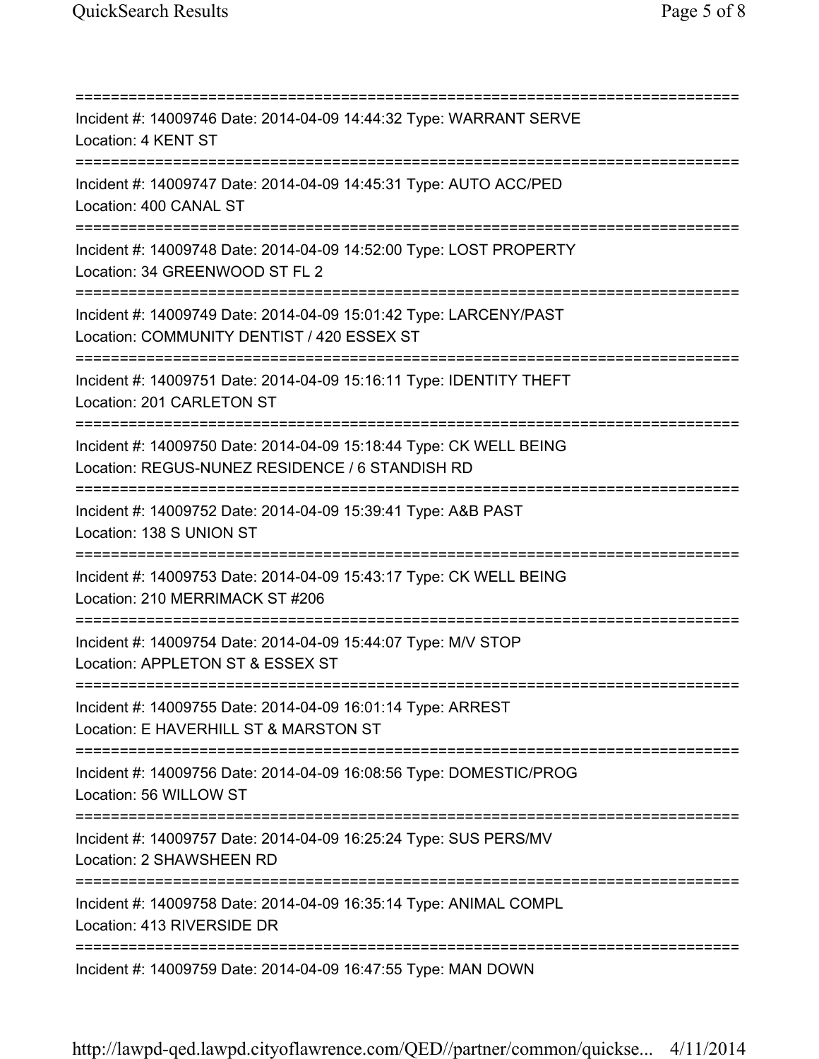===========================================================================

Incident #: 14009746 Date: 2014-04-09 14:44:32 Type: WARRANT SERVE
Location: 4 KENT ST

===========================================================================

Incident #: 14009747 Date: 2014-04-09 14:45:31 Type: AUTO ACC/PED
Location: 400 CANAL ST

===========================================================================

Incident #: 14009748 Date: 2014-04-09 14:52:00 Type: LOST PROPERTY
Location: 34 GREENWOOD ST FL 2

===========================================================================

Incident #: 14009749 Date: 2014-04-09 15:01:42 Type: LARCENY/PAST
Location: COMMUNITY DENTIST / 420 ESSEX ST

===========================================================================

Incident #: 14009751 Date: 2014-04-09 15:16:11 Type: IDENTITY THEFT
Location: 201 CARLETON ST

===========================================================================

Incident #: 14009750 Date: 2014-04-09 15:18:44 Type: CK WELL BEING
Location: REGUS-NUNEZ RESIDENCE / 6 STANDISH RD

===========================================================================

Incident #: 14009752 Date: 2014-04-09 15:39:41 Type: A&B PAST
Location: 138 S UNION ST

===========================================================================

Incident #: 14009753 Date: 2014-04-09 15:43:17 Type: CK WELL BEING
Location: 210 MERRIMACK ST #206

===========================================================================

Incident #: 14009754 Date: 2014-04-09 15:44:07 Type: M/V STOP
Location: APPLETON ST & ESSEX ST

===========================================================================

Incident #: 14009755 Date: 2014-04-09 16:01:14 Type: ARREST
Location: E HAVERHILL ST & MARSTON ST

===========================================================================

Incident #: 14009756 Date: 2014-04-09 16:08:56 Type: DOMESTIC/PROG
Location: 56 WILLOW ST

===========================================================================

Incident #: 14009757 Date: 2014-04-09 16:25:24 Type: SUS PERS/MV
Location: 2 SHAWSHEEN RD

===========================================================================

Incident #: 14009758 Date: 2014-04-09 16:35:14 Type: ANIMAL COMPL
Location: 413 RIVERSIDE DR

===========================================================================

Incident #: 14009759 Date: 2014-04-09 16:47:55 Type: MAN DOWN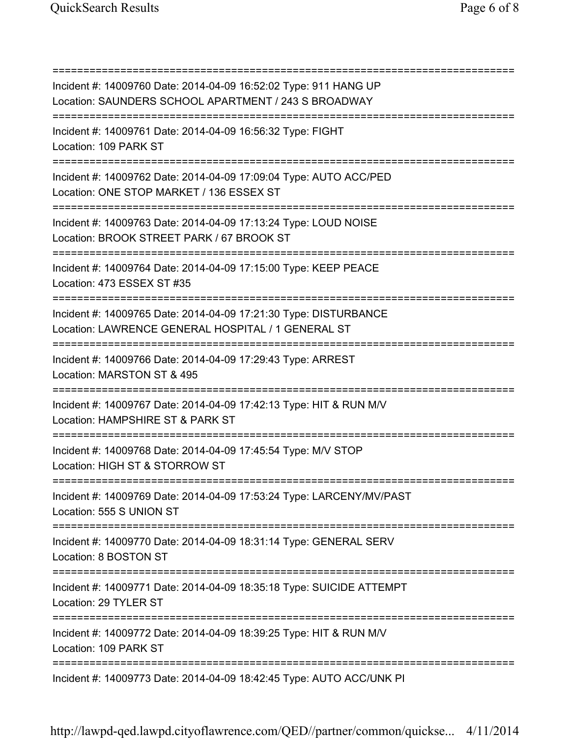===========================================================================
Incident #: 14009760 Date: 2014-04-09 16:52:02 Type: 911 HANG UP
Location: SAUNDERS SCHOOL APARTMENT / 243 S BROADWAY
===========================================================================
Incident #: 14009761 Date: 2014-04-09 16:56:32 Type: FIGHT
Location: 109 PARK ST
===========================================================================
Incident #: 14009762 Date: 2014-04-09 17:09:04 Type: AUTO ACC/PED
Location: ONE STOP MARKET / 136 ESSEX ST
===========================================================================
Incident #: 14009763 Date: 2014-04-09 17:13:24 Type: LOUD NOISE
Location: BROOK STREET PARK / 67 BROOK ST
===========================================================================
Incident #: 14009764 Date: 2014-04-09 17:15:00 Type: KEEP PEACE
Location: 473 ESSEX ST #35
===========================================================================
Incident #: 14009765 Date: 2014-04-09 17:21:30 Type: DISTURBANCE
Location: LAWRENCE GENERAL HOSPITAL / 1 GENERAL ST
===========================================================================
Incident #: 14009766 Date: 2014-04-09 17:29:43 Type: ARREST
Location: MARSTON ST & 495
===========================================================================
Incident #: 14009767 Date: 2014-04-09 17:42:13 Type: HIT & RUN M/V
Location: HAMPSHIRE ST & PARK ST
===========================================================================
Incident #: 14009768 Date: 2014-04-09 17:45:54 Type: M/V STOP
Location: HIGH ST & STORROW ST
===========================================================================
Incident #: 14009769 Date: 2014-04-09 17:53:24 Type: LARCENY/MV/PAST
Location: 555 S UNION ST
===========================================================================
Incident #: 14009770 Date: 2014-04-09 18:31:14 Type: GENERAL SERV
Location: 8 BOSTON ST
===========================================================================
Incident #: 14009771 Date: 2014-04-09 18:35:18 Type: SUICIDE ATTEMPT
Location: 29 TYLER ST
===========================================================================
Incident #: 14009772 Date: 2014-04-09 18:39:25 Type: HIT & RUN M/V
Location: 109 PARK ST
===========================================================================
Incident #: 14009773 Date: 2014-04-09 18:42:45 Type: AUTO ACC/UNK PI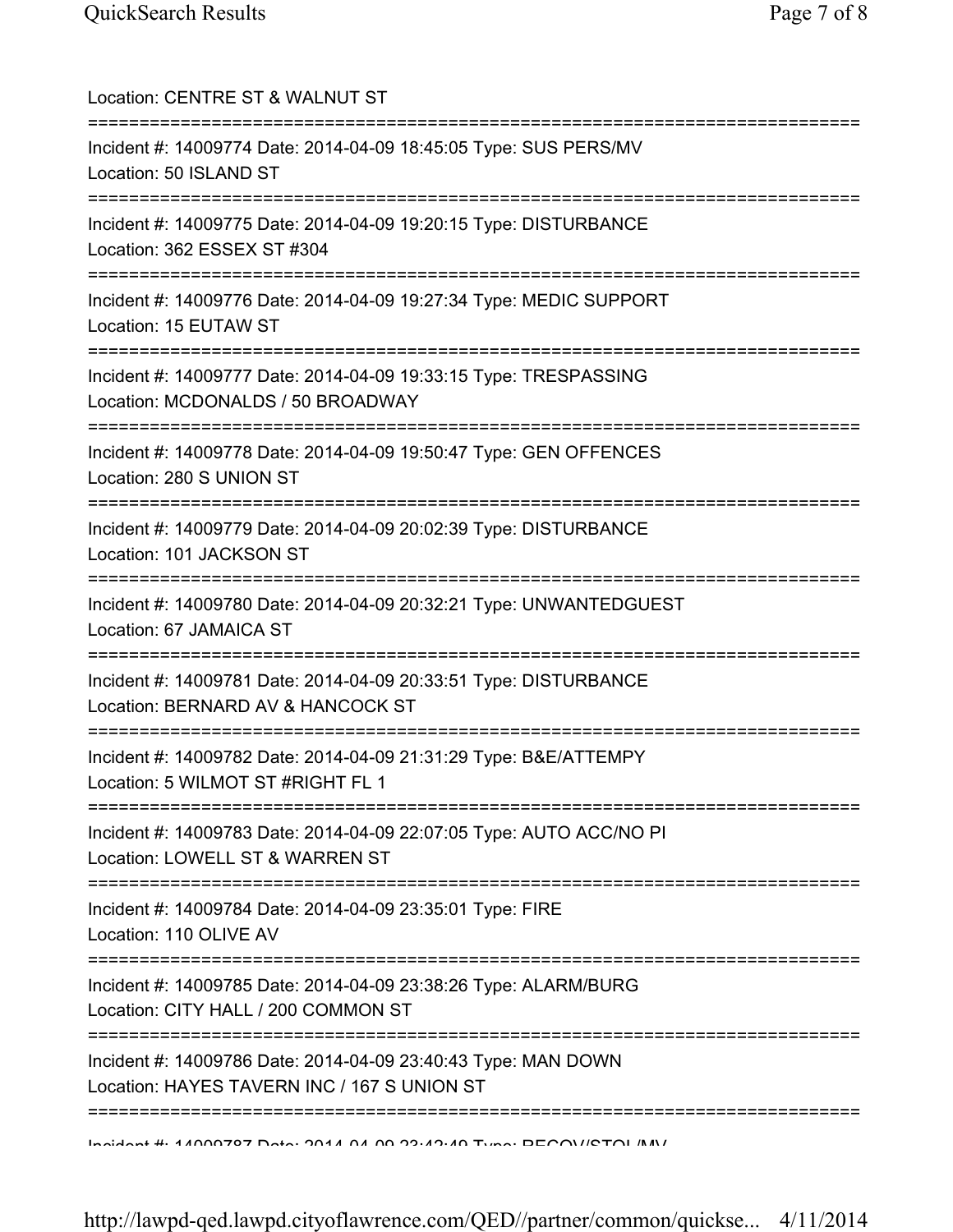Location: CENTRE ST & WALNUT ST

===========================================================================

Incident #: 14009774 Date: 2014-04-09 18:45:05 Type: SUS PERS/MV
Location: 50 ISLAND ST

===========================================================================

Incident #: 14009775 Date: 2014-04-09 19:20:15 Type: DISTURBANCE
Location: 362 ESSEX ST #304

===========================================================================

Incident #: 14009776 Date: 2014-04-09 19:27:34 Type: MEDIC SUPPORT
Location: 15 EUTAW ST

===========================================================================

Incident #: 14009777 Date: 2014-04-09 19:33:15 Type: TRESPASSING
Location: MCDONALDS / 50 BROADWAY

===========================================================================

Incident #: 14009778 Date: 2014-04-09 19:50:47 Type: GEN OFFENCES
Location: 280 S UNION ST

===========================================================================

Incident #: 14009779 Date: 2014-04-09 20:02:39 Type: DISTURBANCE
Location: 101 JACKSON ST

===========================================================================

Incident #: 14009780 Date: 2014-04-09 20:32:21 Type: UNWANTEDGUEST
Location: 67 JAMAICA ST

===========================================================================

Incident #: 14009781 Date: 2014-04-09 20:33:51 Type: DISTURBANCE
Location: BERNARD AV & HANCOCK ST

===========================================================================

Incident #: 14009782 Date: 2014-04-09 21:31:29 Type: B&E/ATTEMPY
Location: 5 WILMOT ST #RIGHT FL 1

===========================================================================

Incident #: 14009783 Date: 2014-04-09 22:07:05 Type: AUTO ACC/NO PI
Location: LOWELL ST & WARREN ST

===========================================================================

Incident #: 14009784 Date: 2014-04-09 23:35:01 Type: FIRE
Location: 110 OLIVE AV

===========================================================================

Incident #: 14009785 Date: 2014-04-09 23:38:26 Type: ALARM/BURG
Location: CITY HALL / 200 COMMON ST

===========================================================================

Incident #: 14009786 Date: 2014-04-09 23:40:43 Type: MAN DOWN
Location: HAYES TAVERN INC / 167 S UNION ST

===========================================================================

Incident #: 14009787 Date: 2014-04-09 23:42:49 Type: RECOV/STOL/MV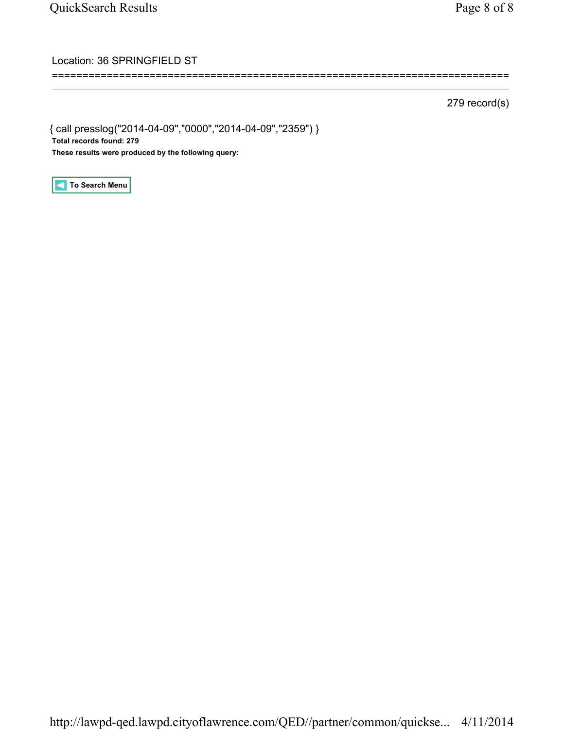Location: 36 SPRINGFIELD ST

============================================================================

279 record(s)

{ call presslog("2014-04-09","0000","2014-04-09","2359") }

**Total records found: 279**

**These results were produced by the following query:**

**To Search Menu**